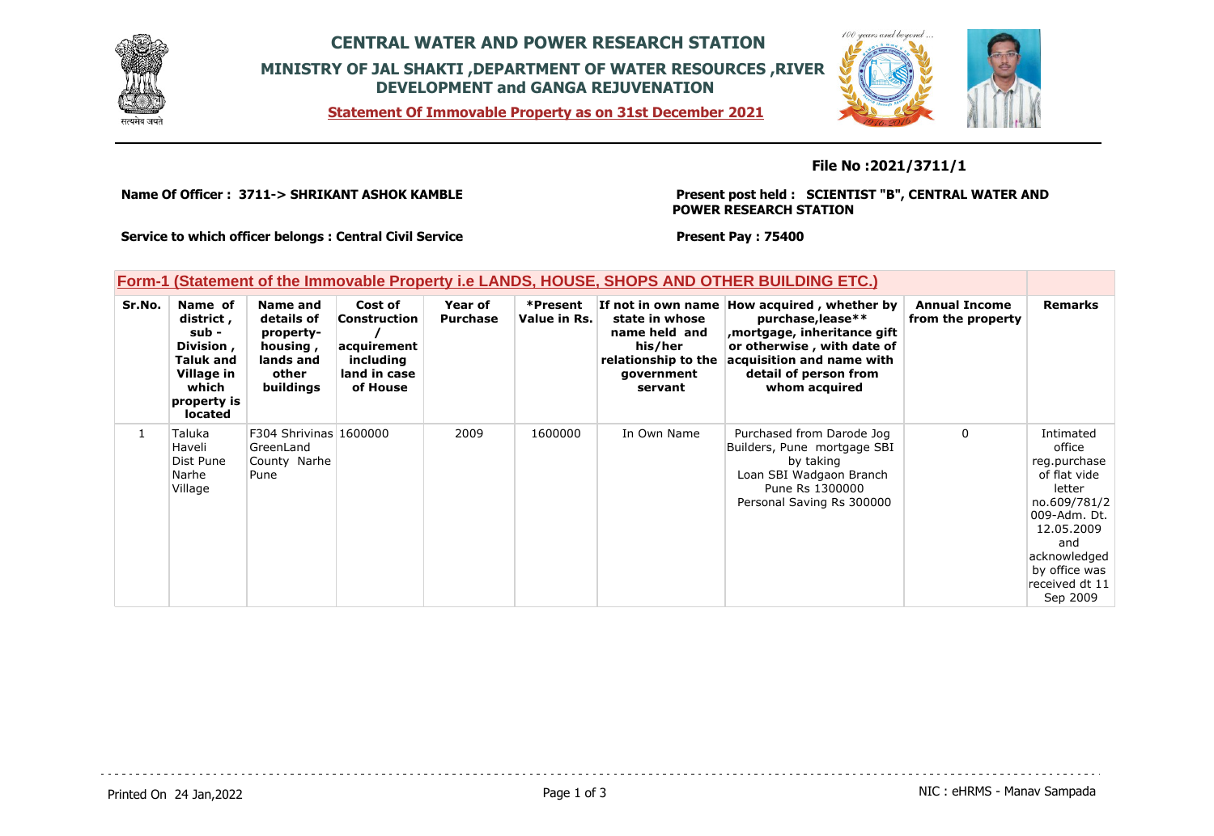# CENTRAL WATER AND POWER RESEARCH STATION

## MINISTRY OF JAL SHAKTI ,DEPARTMENT OF WATER RESOURCES ,RIVER DEVELOPMENT and GANGA REJUVENATION

**Statement Of Immovable Property as on 31st December 2021**

**File No :2021/3711/1**

**Name Of Officer : 3711-> SHRIKANT ASHOK KAMBLE**

**Present post held : SCIENTIST "B", CENTRAL WATER AND POWER RESEARCH STATION**

**Service to which officer belongs : Central Civil Service**

**Present Pay : 75400**

### Form-1 (Statement of the Immovable Property i.e LANDS, HOUSE, SHOPS AND OTHER BUILDING ETC.)

| Sr.No. | Name of district , sub - Division , Taluk and Village in which property is located | Name and details of property- housing , lands and other buildings | Cost of Construction / acquirement including land in case of House | Year of Purchase | *Present Value in Rs. | If not in own name state in whose name held and his/her relationship to the government servant | How acquired , whether by purchase,lease** ,mortgage, inheritance gift or otherwise , with date of acquisition and name with detail of person from whom acquired | Annual Income from the property | Remarks |
|---|---|---|---|---|---|---|---|---|---|
| 1 | Taluka Haveli Dist Pune Narhe Village | F304 Shrivinas GreenLand County Narhe Pune | 1600000 | 2009 | 1600000 | In Own Name | Purchased from Darode Jog Builders, Pune mortgage SBI by taking Loan SBI Wadgaon Branch Pune Rs 1300000 Personal Saving Rs 300000 | 0 | Intimated office reg.purchase of flat vide letter no.609/781/2009-Adm. Dt. 12.05.2009 and acknowledged by office was received dt 11 Sep 2009 |

Printed On 24 Jan,2022

NIC : eHRMS - Manav Sampada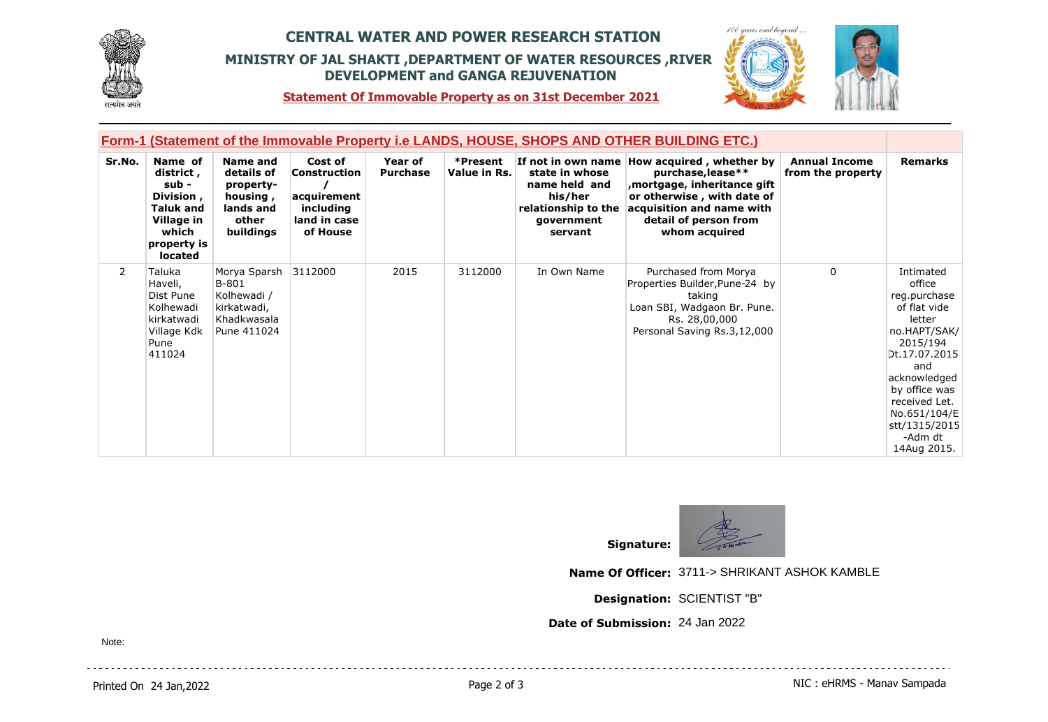# CENTRAL WATER AND POWER RESEARCH STATION

## MINISTRY OF JAL SHAKTI ,DEPARTMENT OF WATER RESOURCES ,RIVER DEVELOPMENT and GANGA REJUVENATION

**Statement Of Immovable Property as on 31st December 2021**

### Form-1 (Statement of the Immovable Property i.e LANDS, HOUSE, SHOPS AND OTHER BUILDING ETC.)

| Sr.No. | Name of district , sub - Division , Taluk and Village in which property is located | Name and details of property- housing , lands and other buildings | Cost of Construction / acquirement including land in case of House | Year of Purchase | *Present Value in Rs. | If not in own name state in whose name held and his/her relationship to the government servant | How acquired , whether by purchase,lease** ,mortgage, inheritance gift or otherwise , with date of acquisition and name with detail of person from whom acquired | Annual Income from the property | Remarks |
|---|---|---|---|---|---|---|---|---|---|
| 2 | Taluka Haveli, Dist Pune Kolhewadi kirkatwadi Village Kdk Pune 411024 | Morya Sparsh B-801 Kolhewadi / kirkatwadi, Khadkwasala Pune 411024 | 3112000 | 2015 | 3112000 | In Own Name | Purchased from Morya Properties Builder,Pune-24 by taking Loan SBI, Wadgaon Br. Pune. Rs. 28,00,000 Personal Saving Rs.3,12,000 | 0 | Intimated office reg.purchase of flat vide letter no.HAPT/SAK/ 2015/194 Dt.17.07.2015 and acknowledged by office was received Let. No.651/104/Estt/1315/2015 -Adm dt 14Aug 2015. |

**Signature:**

**Name Of Officer:** 3711-> SHRIKANT ASHOK KAMBLE

**Designation:** SCIENTIST "B"

**Date of Submission:** 24 Jan 2022

Note: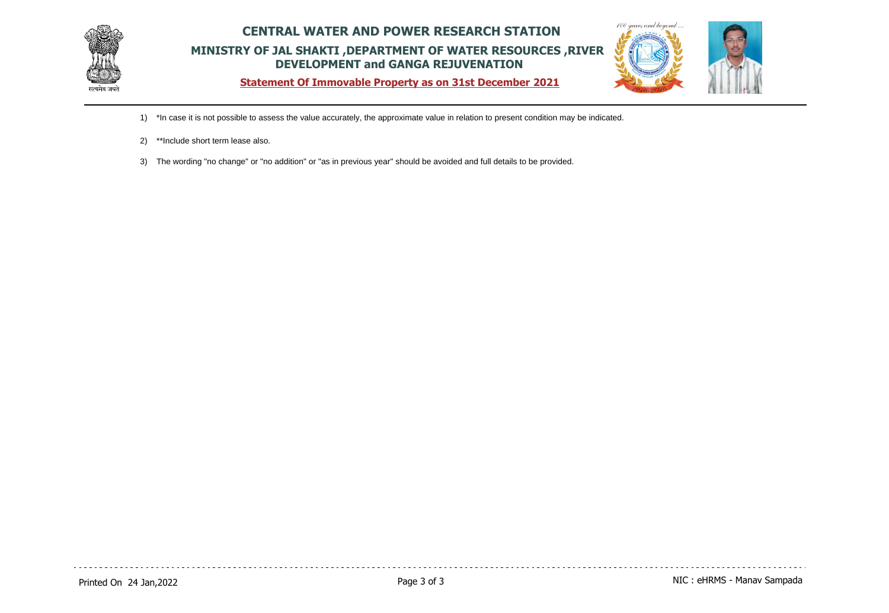# CENTRAL WATER AND POWER RESEARCH STATION

## MINISTRY OF JAL SHAKTI ,DEPARTMENT OF WATER RESOURCES ,RIVER DEVELOPMENT and GANGA REJUVENATION

**Statement Of Immovable Property as on 31st December 2021**

1) *In case it is not possible to assess the value accurately, the approximate value in relation to present condition may be indicated.

2) **Include short term lease also.

3) The wording "no change" or "no addition" or "as in previous year" should be avoided and full details to be provided.

Printed On 24 Jan,2022

NIC : eHRMS - Manav Sampada